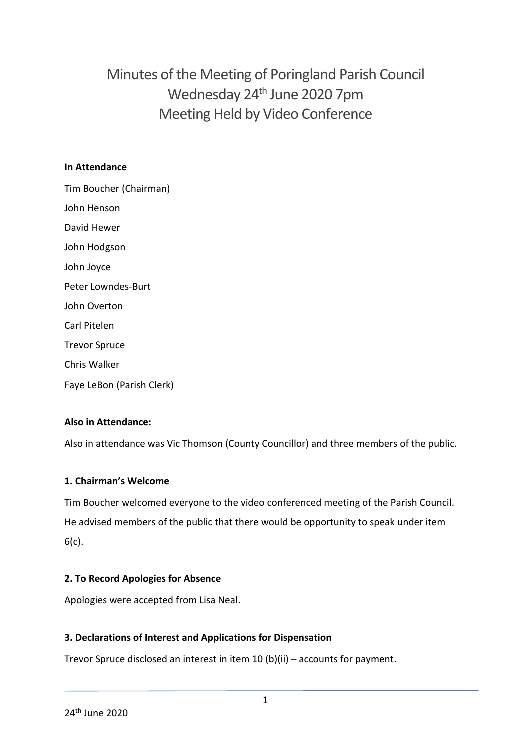# Minutes of the Meeting of Poringland Parish Council
# Wednesday 24th June 2020 7pm
# Meeting Held by Video Conference

**In Attendance**

Tim Boucher (Chairman)

John Henson

David Hewer

John Hodgson

John Joyce

Peter Lowndes-Burt

John Overton

Carl Pitelen

Trevor Spruce

Chris Walker

Faye LeBon (Parish Clerk)

**Also in Attendance:**

Also in attendance was Vic Thomson (County Councillor) and three members of the public.

**1. Chairman's Welcome**

Tim Boucher welcomed everyone to the video conferenced meeting of the Parish Council. He advised members of the public that there would be opportunity to speak under item 6(c).

**2. To Record Apologies for Absence**

Apologies were accepted from Lisa Neal.

**3. Declarations of Interest and Applications for Dispensation**

Trevor Spruce disclosed an interest in item 10 (b)(ii) – accounts for payment.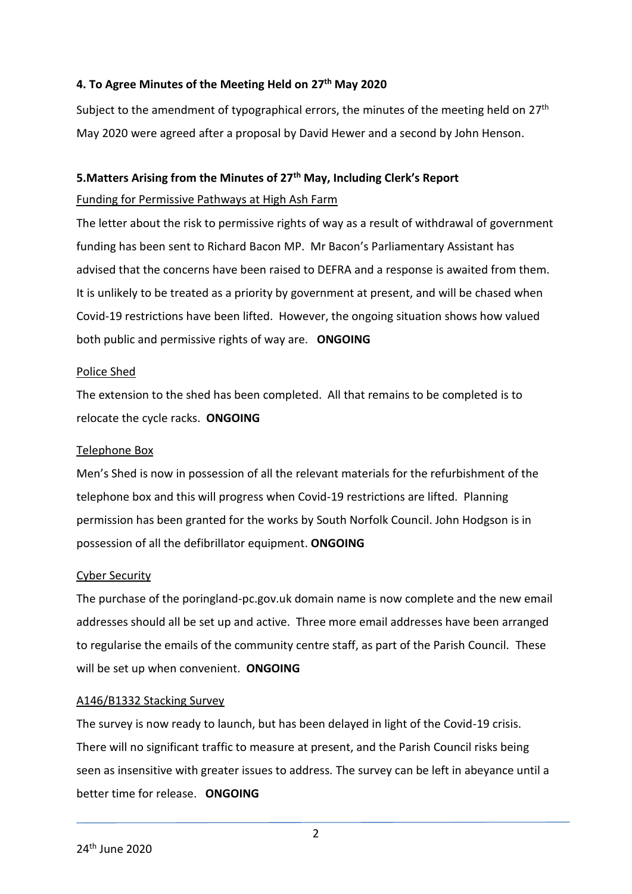### 4. To Agree Minutes of the Meeting Held on 27th May 2020

Subject to the amendment of typographical errors, the minutes of the meeting held on 27th May 2020 were agreed after a proposal by David Hewer and a second by John Henson.

### 5.Matters Arising from the Minutes of 27th May, Including Clerk's Report

Funding for Permissive Pathways at High Ash Farm

The letter about the risk to permissive rights of way as a result of withdrawal of government funding has been sent to Richard Bacon MP. Mr Bacon's Parliamentary Assistant has advised that the concerns have been raised to DEFRA and a response is awaited from them. It is unlikely to be treated as a priority by government at present, and will be chased when Covid-19 restrictions have been lifted. However, the ongoing situation shows how valued both public and permissive rights of way are. **ONGOING**

Police Shed

The extension to the shed has been completed. All that remains to be completed is to relocate the cycle racks. **ONGOING**

Telephone Box

Men's Shed is now in possession of all the relevant materials for the refurbishment of the telephone box and this will progress when Covid-19 restrictions are lifted. Planning permission has been granted for the works by South Norfolk Council. John Hodgson is in possession of all the defibrillator equipment. **ONGOING**

Cyber Security

The purchase of the poringland-pc.gov.uk domain name is now complete and the new email addresses should all be set up and active. Three more email addresses have been arranged to regularise the emails of the community centre staff, as part of the Parish Council. These will be set up when convenient. **ONGOING**

A146/B1332 Stacking Survey

The survey is now ready to launch, but has been delayed in light of the Covid-19 crisis. There will no significant traffic to measure at present, and the Parish Council risks being seen as insensitive with greater issues to address. The survey can be left in abeyance until a better time for release. **ONGOING**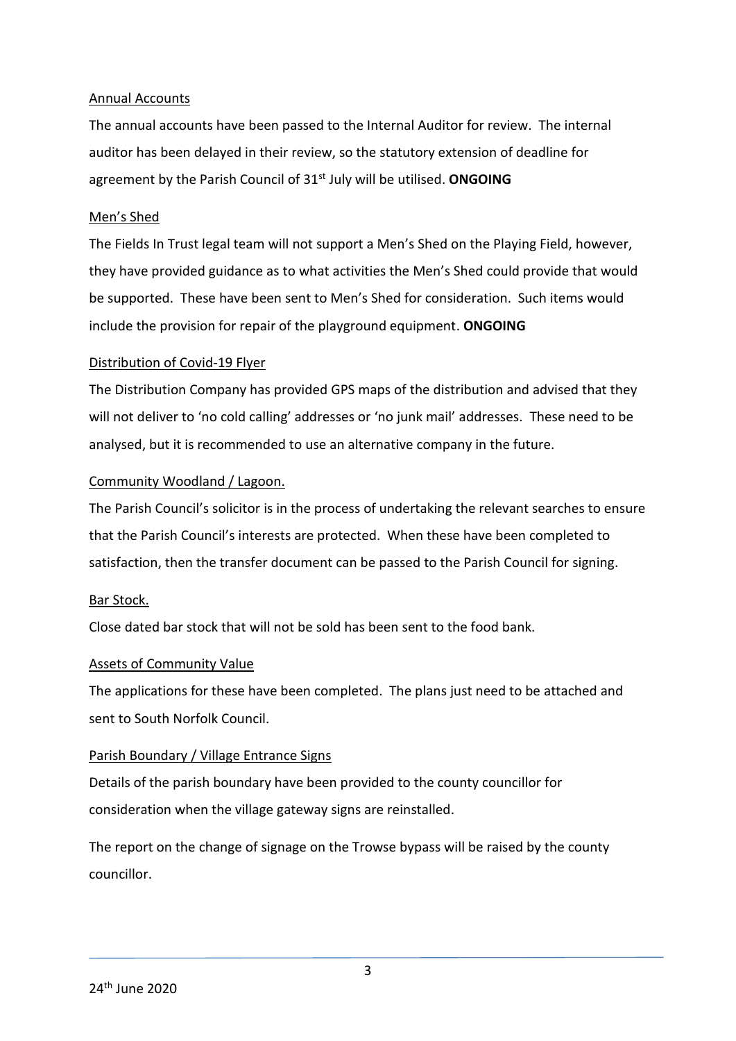Annual Accounts

The annual accounts have been passed to the Internal Auditor for review. The internal auditor has been delayed in their review, so the statutory extension of deadline for agreement by the Parish Council of 31st July will be utilised. **ONGOING**

Men's Shed

The Fields In Trust legal team will not support a Men's Shed on the Playing Field, however, they have provided guidance as to what activities the Men's Shed could provide that would be supported. These have been sent to Men's Shed for consideration. Such items would include the provision for repair of the playground equipment. **ONGOING**

Distribution of Covid-19 Flyer

The Distribution Company has provided GPS maps of the distribution and advised that they will not deliver to 'no cold calling' addresses or 'no junk mail' addresses. These need to be analysed, but it is recommended to use an alternative company in the future.

Community Woodland / Lagoon.

The Parish Council's solicitor is in the process of undertaking the relevant searches to ensure that the Parish Council's interests are protected. When these have been completed to satisfaction, then the transfer document can be passed to the Parish Council for signing.

Bar Stock.

Close dated bar stock that will not be sold has been sent to the food bank.

Assets of Community Value

The applications for these have been completed. The plans just need to be attached and sent to South Norfolk Council.

Parish Boundary / Village Entrance Signs

Details of the parish boundary have been provided to the county councillor for consideration when the village gateway signs are reinstalled.

The report on the change of signage on the Trowse bypass will be raised by the county councillor.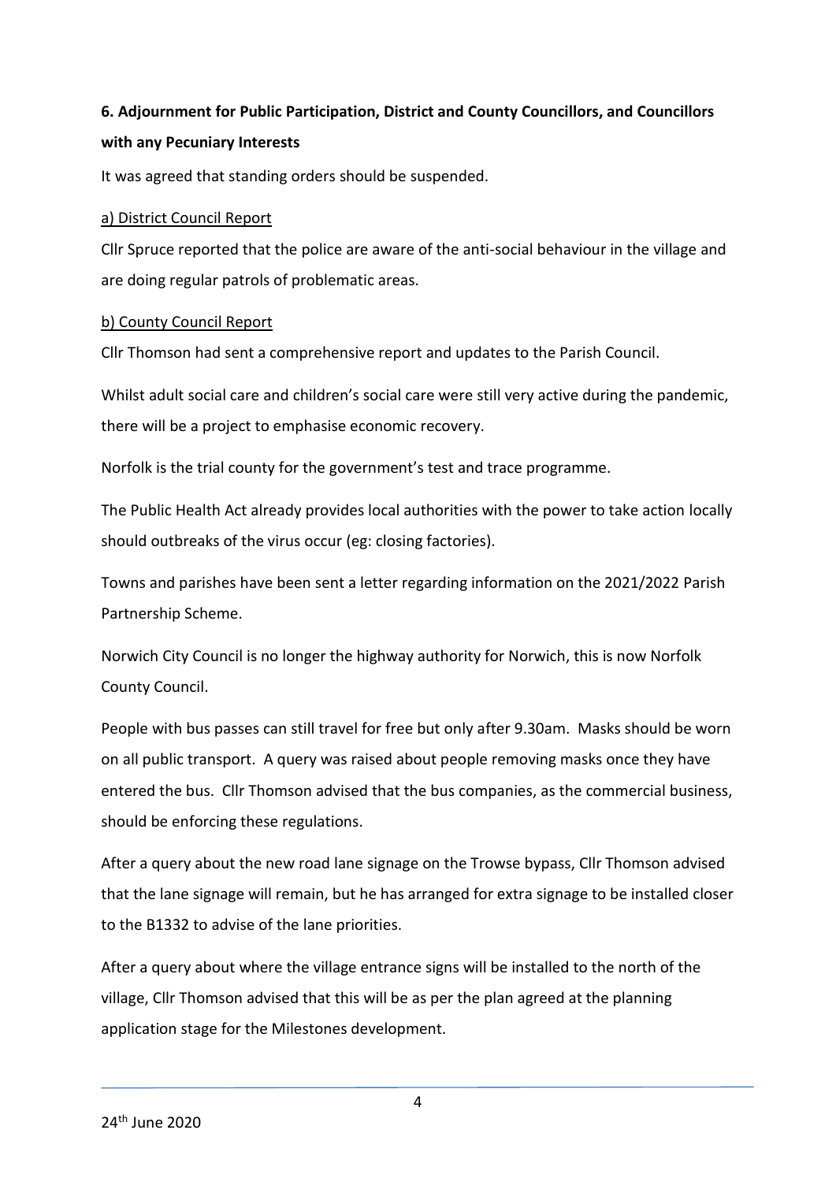**6. Adjournment for Public Participation, District and County Councillors, and Councillors with any Pecuniary Interests**

It was agreed that standing orders should be suspended.

a) District Council Report

Cllr Spruce reported that the police are aware of the anti-social behaviour in the village and are doing regular patrols of problematic areas.

b) County Council Report

Cllr Thomson had sent a comprehensive report and updates to the Parish Council.

Whilst adult social care and children's social care were still very active during the pandemic, there will be a project to emphasise economic recovery.

Norfolk is the trial county for the government's test and trace programme.

The Public Health Act already provides local authorities with the power to take action locally should outbreaks of the virus occur (eg: closing factories).

Towns and parishes have been sent a letter regarding information on the 2021/2022 Parish Partnership Scheme.

Norwich City Council is no longer the highway authority for Norwich, this is now Norfolk County Council.

People with bus passes can still travel for free but only after 9.30am. Masks should be worn on all public transport. A query was raised about people removing masks once they have entered the bus. Cllr Thomson advised that the bus companies, as the commercial business, should be enforcing these regulations.

After a query about the new road lane signage on the Trowse bypass, Cllr Thomson advised that the lane signage will remain, but he has arranged for extra signage to be installed closer to the B1332 to advise of the lane priorities.

After a query about where the village entrance signs will be installed to the north of the village, Cllr Thomson advised that this will be as per the plan agreed at the planning application stage for the Milestones development.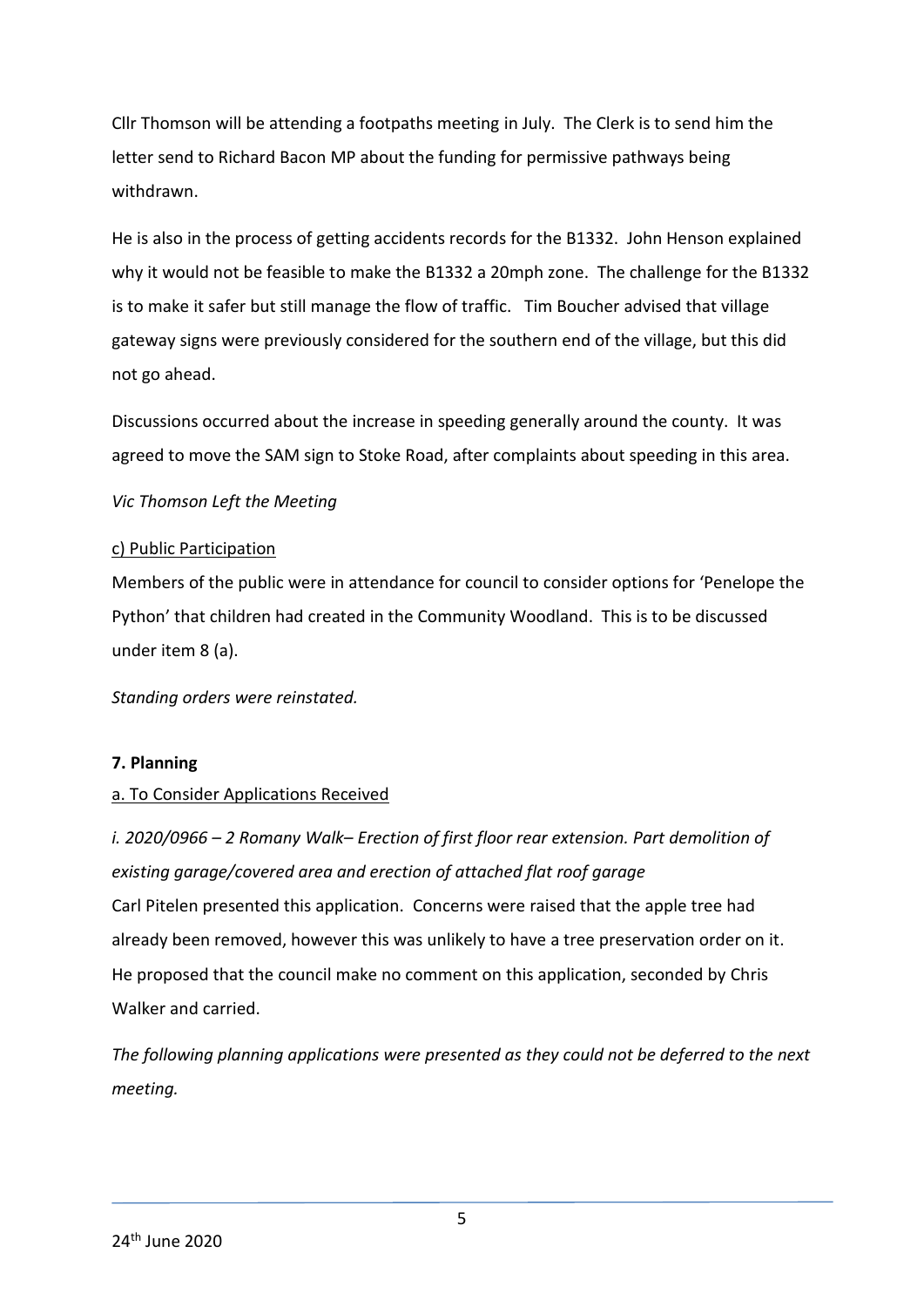Cllr Thomson will be attending a footpaths meeting in July. The Clerk is to send him the letter send to Richard Bacon MP about the funding for permissive pathways being withdrawn.

He is also in the process of getting accidents records for the B1332. John Henson explained why it would not be feasible to make the B1332 a 20mph zone. The challenge for the B1332 is to make it safer but still manage the flow of traffic. Tim Boucher advised that village gateway signs were previously considered for the southern end of the village, but this did not go ahead.

Discussions occurred about the increase in speeding generally around the county. It was agreed to move the SAM sign to Stoke Road, after complaints about speeding in this area.

*Vic Thomson Left the Meeting*

c) Public Participation

Members of the public were in attendance for council to consider options for 'Penelope the Python' that children had created in the Community Woodland. This is to be discussed under item 8 (a).

*Standing orders were reinstated.*

**7. Planning**

a. To Consider Applications Received

*i. 2020/0966 – 2 Romany Walk– Erection of first floor rear extension. Part demolition of existing garage/covered area and erection of attached flat roof garage*

Carl Pitelen presented this application. Concerns were raised that the apple tree had already been removed, however this was unlikely to have a tree preservation order on it. He proposed that the council make no comment on this application, seconded by Chris Walker and carried.

*The following planning applications were presented as they could not be deferred to the next meeting.*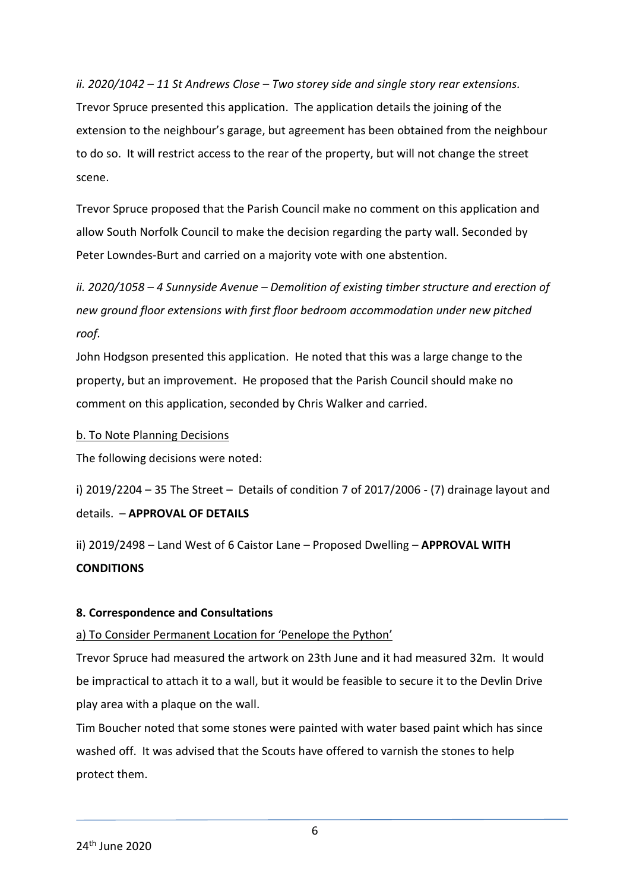*ii. 2020/1042 – 11 St Andrews Close – Two storey side and single story rear extensions.*
Trevor Spruce presented this application. The application details the joining of the extension to the neighbour's garage, but agreement has been obtained from the neighbour to do so. It will restrict access to the rear of the property, but will not change the street scene.

Trevor Spruce proposed that the Parish Council make no comment on this application and allow South Norfolk Council to make the decision regarding the party wall. Seconded by Peter Lowndes-Burt and carried on a majority vote with one abstention.

*ii. 2020/1058 – 4 Sunnyside Avenue – Demolition of existing timber structure and erection of new ground floor extensions with first floor bedroom accommodation under new pitched roof.*
John Hodgson presented this application. He noted that this was a large change to the property, but an improvement. He proposed that the Parish Council should make no comment on this application, seconded by Chris Walker and carried.

b. To Note Planning Decisions

The following decisions were noted:

i) 2019/2204 – 35 The Street – Details of condition 7 of 2017/2006 - (7) drainage layout and details. – **APPROVAL OF DETAILS**

ii) 2019/2498 – Land West of 6 Caistor Lane – Proposed Dwelling – **APPROVAL WITH CONDITIONS**

**8. Correspondence and Consultations**

a) To Consider Permanent Location for 'Penelope the Python'

Trevor Spruce had measured the artwork on 23th June and it had measured 32m. It would be impractical to attach it to a wall, but it would be feasible to secure it to the Devlin Drive play area with a plaque on the wall.
Tim Boucher noted that some stones were painted with water based paint which has since washed off. It was advised that the Scouts have offered to varnish the stones to help protect them.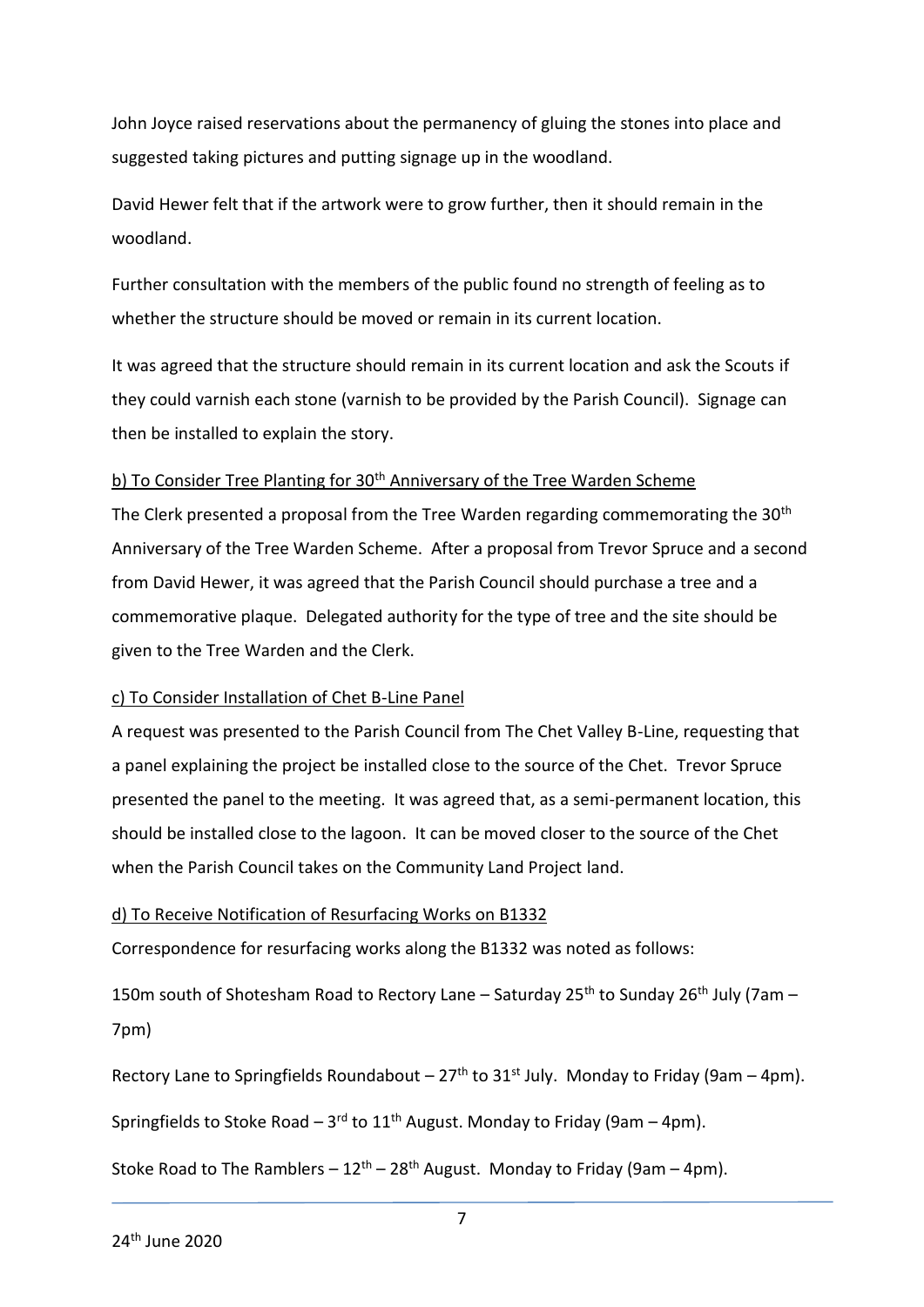John Joyce raised reservations about the permanency of gluing the stones into place and suggested taking pictures and putting signage up in the woodland.

David Hewer felt that if the artwork were to grow further, then it should remain in the woodland.

Further consultation with the members of the public found no strength of feeling as to whether the structure should be moved or remain in its current location.

It was agreed that the structure should remain in its current location and ask the Scouts if they could varnish each stone (varnish to be provided by the Parish Council). Signage can then be installed to explain the story.

b) To Consider Tree Planting for 30th Anniversary of the Tree Warden Scheme

The Clerk presented a proposal from the Tree Warden regarding commemorating the 30th Anniversary of the Tree Warden Scheme. After a proposal from Trevor Spruce and a second from David Hewer, it was agreed that the Parish Council should purchase a tree and a commemorative plaque. Delegated authority for the type of tree and the site should be given to the Tree Warden and the Clerk.

c) To Consider Installation of Chet B-Line Panel

A request was presented to the Parish Council from The Chet Valley B-Line, requesting that a panel explaining the project be installed close to the source of the Chet. Trevor Spruce presented the panel to the meeting. It was agreed that, as a semi-permanent location, this should be installed close to the lagoon. It can be moved closer to the source of the Chet when the Parish Council takes on the Community Land Project land.

d) To Receive Notification of Resurfacing Works on B1332

Correspondence for resurfacing works along the B1332 was noted as follows:

150m south of Shotesham Road to Rectory Lane – Saturday 25th to Sunday 26th July (7am – 7pm)

Rectory Lane to Springfields Roundabout – 27th to 31st July. Monday to Friday (9am – 4pm).

Springfields to Stoke Road – 3rd to 11th August. Monday to Friday (9am – 4pm).

Stoke Road to The Ramblers – 12th – 28th August. Monday to Friday (9am – 4pm).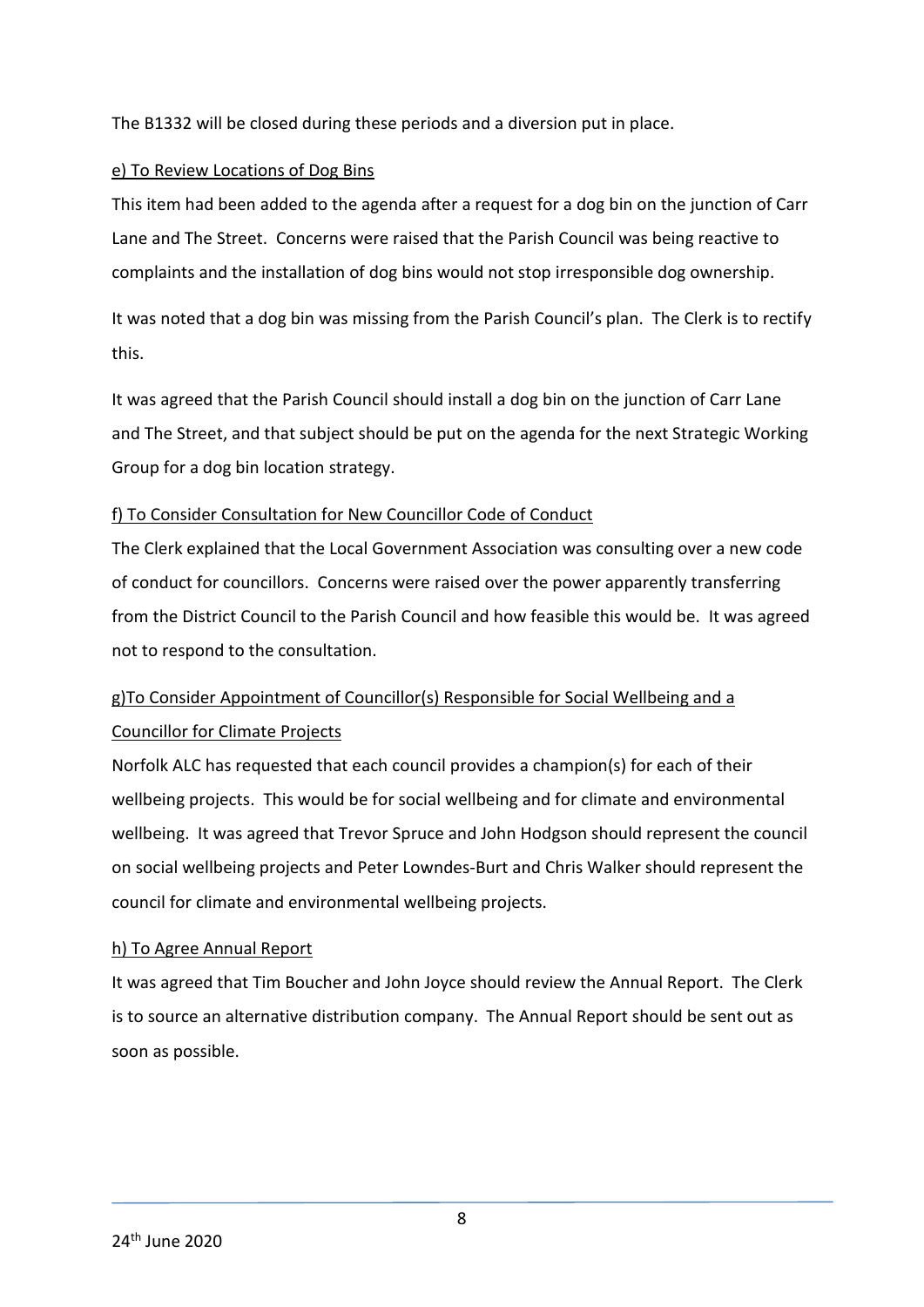The B1332 will be closed during these periods and a diversion put in place.

e) To Review Locations of Dog Bins

This item had been added to the agenda after a request for a dog bin on the junction of Carr Lane and The Street. Concerns were raised that the Parish Council was being reactive to complaints and the installation of dog bins would not stop irresponsible dog ownership.

It was noted that a dog bin was missing from the Parish Council's plan. The Clerk is to rectify this.

It was agreed that the Parish Council should install a dog bin on the junction of Carr Lane and The Street, and that subject should be put on the agenda for the next Strategic Working Group for a dog bin location strategy.

f) To Consider Consultation for New Councillor Code of Conduct

The Clerk explained that the Local Government Association was consulting over a new code of conduct for councillors. Concerns were raised over the power apparently transferring from the District Council to the Parish Council and how feasible this would be. It was agreed not to respond to the consultation.

g)To Consider Appointment of Councillor(s) Responsible for Social Wellbeing and a Councillor for Climate Projects

Norfolk ALC has requested that each council provides a champion(s) for each of their wellbeing projects. This would be for social wellbeing and for climate and environmental wellbeing. It was agreed that Trevor Spruce and John Hodgson should represent the council on social wellbeing projects and Peter Lowndes-Burt and Chris Walker should represent the council for climate and environmental wellbeing projects.

h) To Agree Annual Report

It was agreed that Tim Boucher and John Joyce should review the Annual Report. The Clerk is to source an alternative distribution company. The Annual Report should be sent out as soon as possible.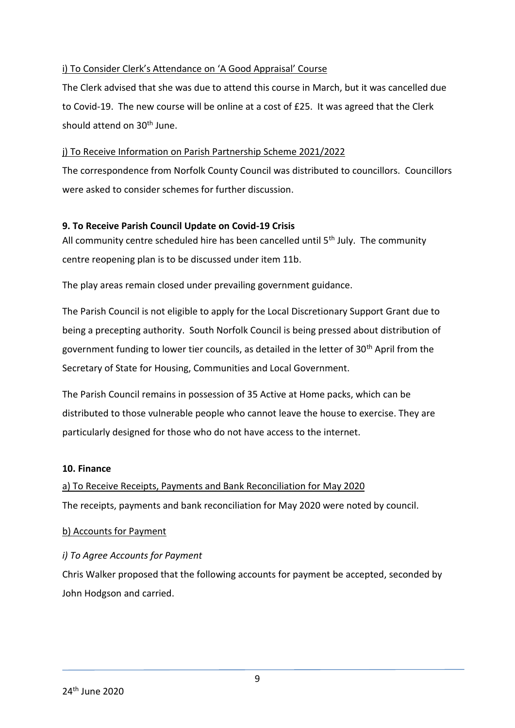i) To Consider Clerk's Attendance on 'A Good Appraisal' Course

The Clerk advised that she was due to attend this course in March, but it was cancelled due to Covid-19. The new course will be online at a cost of £25. It was agreed that the Clerk should attend on 30th June.

j) To Receive Information on Parish Partnership Scheme 2021/2022

The correspondence from Norfolk County Council was distributed to councillors. Councillors were asked to consider schemes for further discussion.

**9. To Receive Parish Council Update on Covid-19 Crisis**

All community centre scheduled hire has been cancelled until 5th July. The community centre reopening plan is to be discussed under item 11b.

The play areas remain closed under prevailing government guidance.

The Parish Council is not eligible to apply for the Local Discretionary Support Grant due to being a precepting authority. South Norfolk Council is being pressed about distribution of government funding to lower tier councils, as detailed in the letter of 30th April from the Secretary of State for Housing, Communities and Local Government.

The Parish Council remains in possession of 35 Active at Home packs, which can be distributed to those vulnerable people who cannot leave the house to exercise. They are particularly designed for those who do not have access to the internet.

**10. Finance**

a) To Receive Receipts, Payments and Bank Reconciliation for May 2020

The receipts, payments and bank reconciliation for May 2020 were noted by council.

b) Accounts for Payment

*i) To Agree Accounts for Payment*

Chris Walker proposed that the following accounts for payment be accepted, seconded by John Hodgson and carried.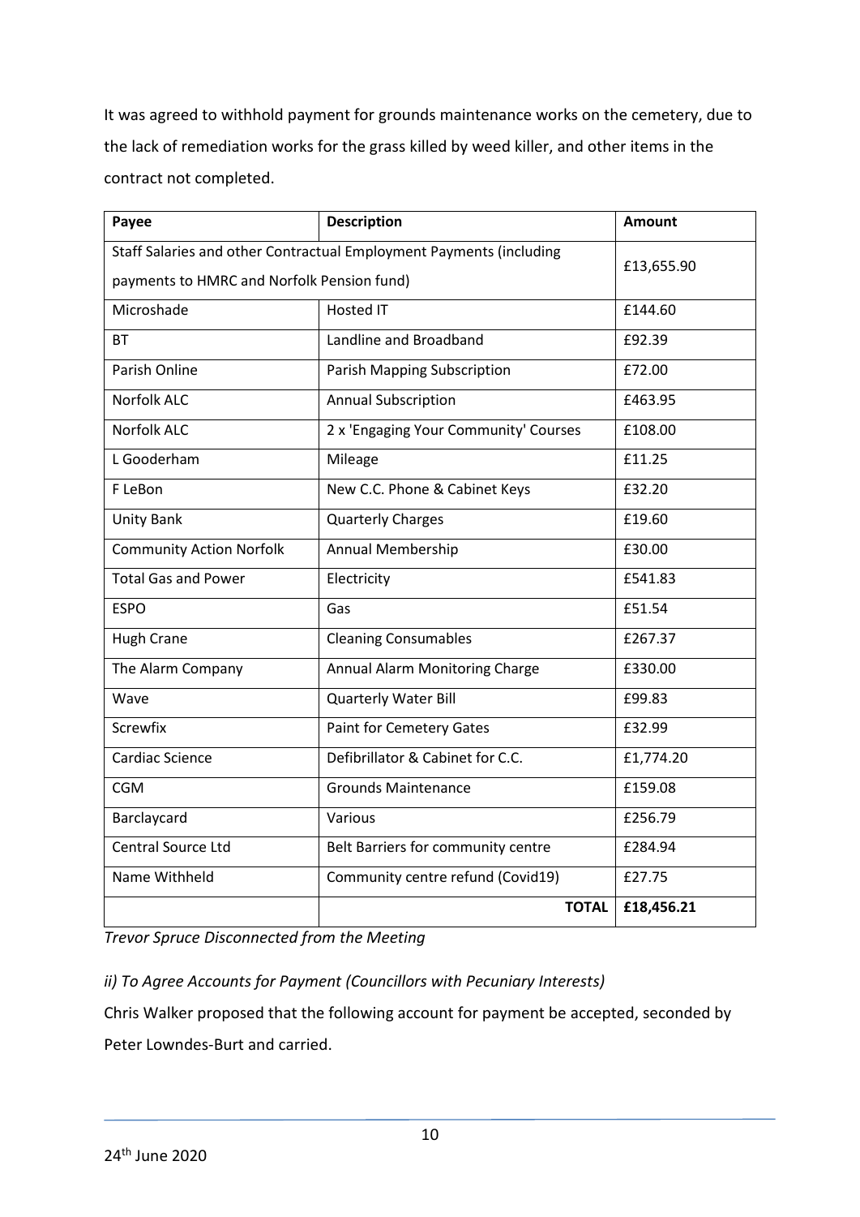It was agreed to withhold payment for grounds maintenance works on the cemetery, due to the lack of remediation works for the grass killed by weed killer, and other items in the contract not completed.

| Payee | Description | Amount |
| --- | --- | --- |
| Staff Salaries and other Contractual Employment Payments (including payments to HMRC and Norfolk Pension fund) | | £13,655.90 |
| Microshade | Hosted IT | £144.60 |
| BT | Landline and Broadband | £92.39 |
| Parish Online | Parish Mapping Subscription | £72.00 |
| Norfolk ALC | Annual Subscription | £463.95 |
| Norfolk ALC | 2 x 'Engaging Your Community' Courses | £108.00 |
| L Gooderham | Mileage | £11.25 |
| F LeBon | New C.C. Phone & Cabinet Keys | £32.20 |
| Unity Bank | Quarterly Charges | £19.60 |
| Community Action Norfolk | Annual Membership | £30.00 |
| Total Gas and Power | Electricity | £541.83 |
| ESPO | Gas | £51.54 |
| Hugh Crane | Cleaning Consumables | £267.37 |
| The Alarm Company | Annual Alarm Monitoring Charge | £330.00 |
| Wave | Quarterly Water Bill | £99.83 |
| Screwfix | Paint for Cemetery Gates | £32.99 |
| Cardiac Science | Defibrillator & Cabinet for C.C. | £1,774.20 |
| CGM | Grounds Maintenance | £159.08 |
| Barclaycard | Various | £256.79 |
| Central Source Ltd | Belt Barriers for community centre | £284.94 |
| Name Withheld | Community centre refund (Covid19) | £27.75 |
| | **TOTAL** | **£18,456.21** |

*Trevor Spruce Disconnected from the Meeting*

*ii) To Agree Accounts for Payment (Councillors with Pecuniary Interests)*

Chris Walker proposed that the following account for payment be accepted, seconded by Peter Lowndes-Burt and carried.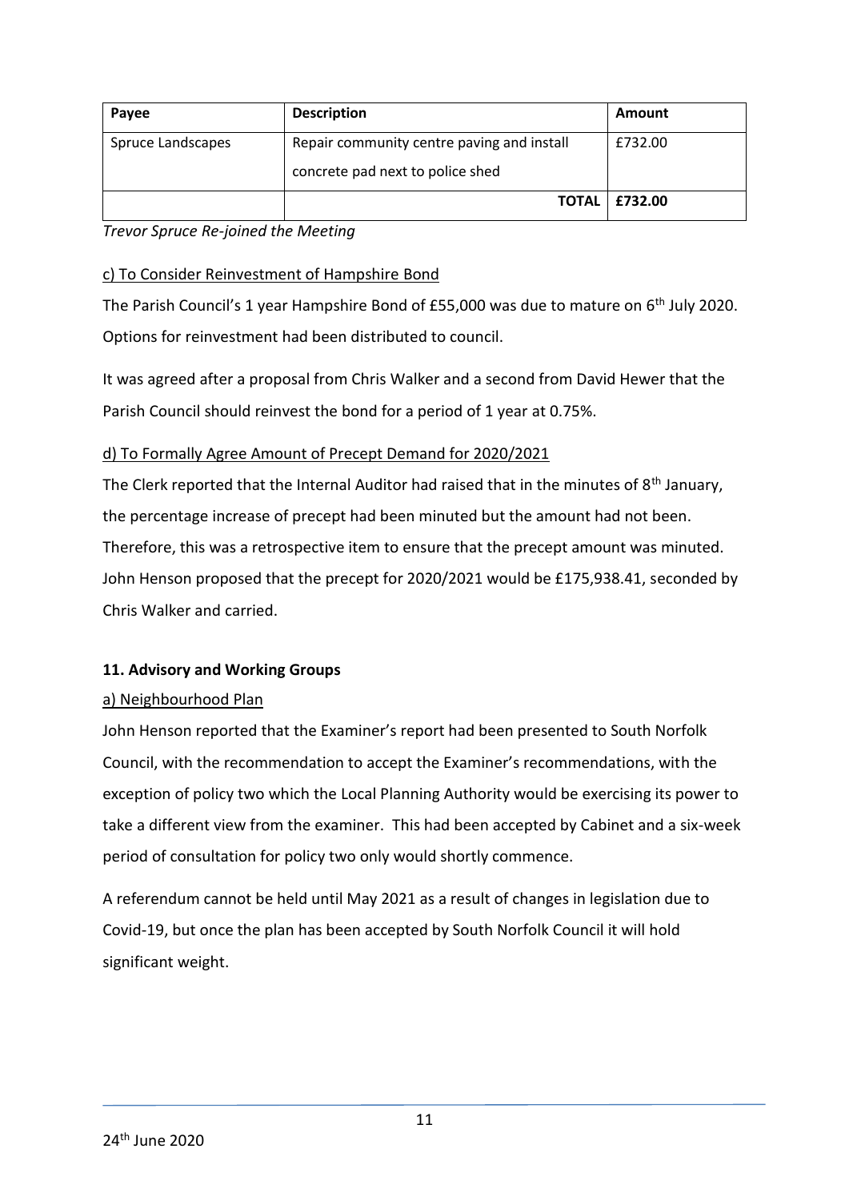| Payee | Description | Amount |
|---|---|---|
| Spruce Landscapes | Repair community centre paving and install concrete pad next to police shed | £732.00 |
| | **TOTAL** | **£732.00** |

*Trevor Spruce Re-joined the Meeting*

c) To Consider Reinvestment of Hampshire Bond

The Parish Council's 1 year Hampshire Bond of £55,000 was due to mature on 6th July 2020. Options for reinvestment had been distributed to council.

It was agreed after a proposal from Chris Walker and a second from David Hewer that the Parish Council should reinvest the bond for a period of 1 year at 0.75%.

d) To Formally Agree Amount of Precept Demand for 2020/2021

The Clerk reported that the Internal Auditor had raised that in the minutes of 8th January, the percentage increase of precept had been minuted but the amount had not been. Therefore, this was a retrospective item to ensure that the precept amount was minuted. John Henson proposed that the precept for 2020/2021 would be £175,938.41, seconded by Chris Walker and carried.

**11. Advisory and Working Groups**

a) Neighbourhood Plan

John Henson reported that the Examiner's report had been presented to South Norfolk Council, with the recommendation to accept the Examiner's recommendations, with the exception of policy two which the Local Planning Authority would be exercising its power to take a different view from the examiner. This had been accepted by Cabinet and a six-week period of consultation for policy two only would shortly commence.

A referendum cannot be held until May 2021 as a result of changes in legislation due to Covid-19, but once the plan has been accepted by South Norfolk Council it will hold significant weight.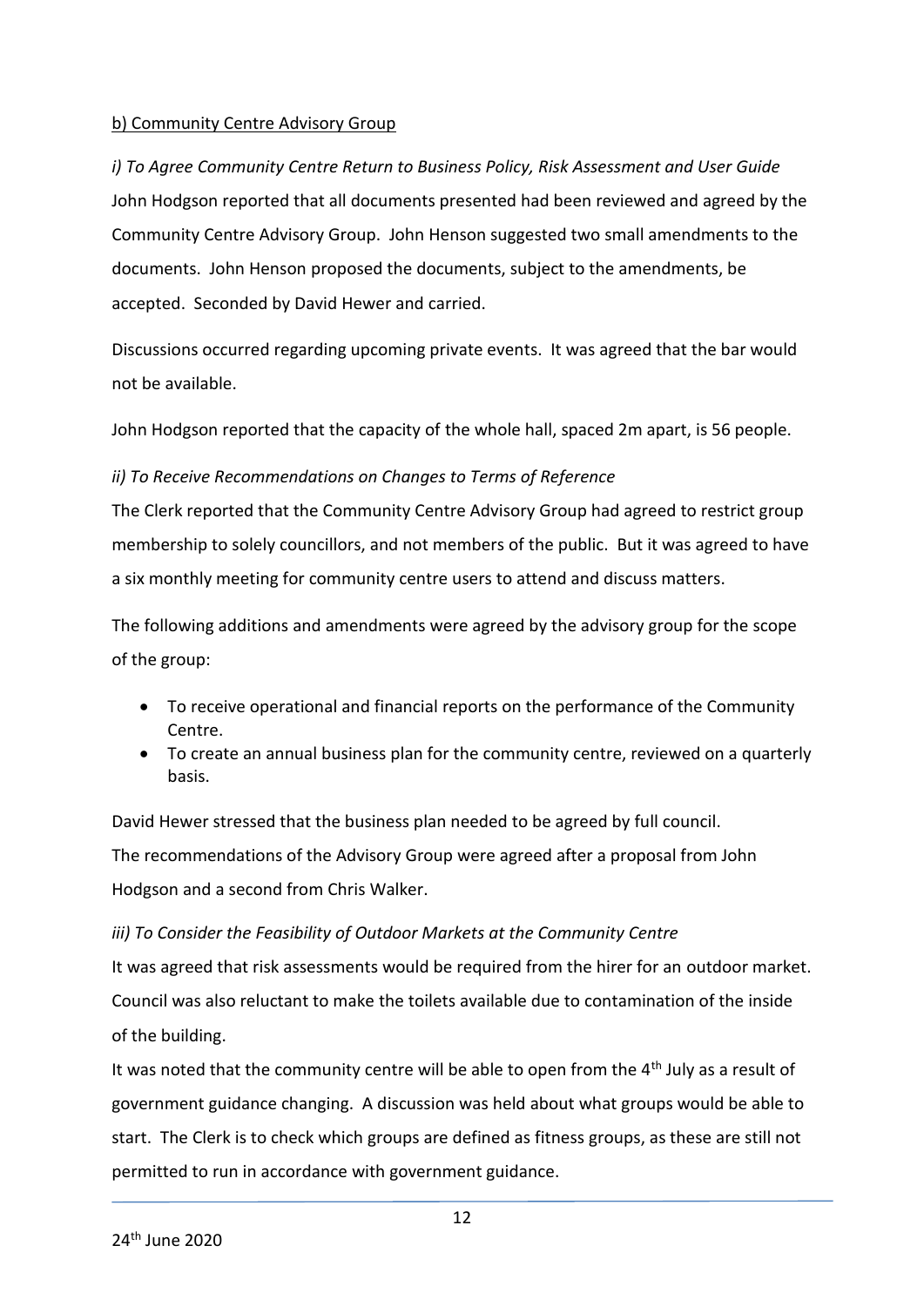b) Community Centre Advisory Group

*i) To Agree Community Centre Return to Business Policy, Risk Assessment and User Guide*

John Hodgson reported that all documents presented had been reviewed and agreed by the Community Centre Advisory Group. John Henson suggested two small amendments to the documents. John Henson proposed the documents, subject to the amendments, be accepted. Seconded by David Hewer and carried.

Discussions occurred regarding upcoming private events. It was agreed that the bar would not be available.

John Hodgson reported that the capacity of the whole hall, spaced 2m apart, is 56 people.

*ii) To Receive Recommendations on Changes to Terms of Reference*

The Clerk reported that the Community Centre Advisory Group had agreed to restrict group membership to solely councillors, and not members of the public. But it was agreed to have a six monthly meeting for community centre users to attend and discuss matters.

The following additions and amendments were agreed by the advisory group for the scope of the group:

- To receive operational and financial reports on the performance of the Community Centre.
- To create an annual business plan for the community centre, reviewed on a quarterly basis.

David Hewer stressed that the business plan needed to be agreed by full council.

The recommendations of the Advisory Group were agreed after a proposal from John Hodgson and a second from Chris Walker.

*iii) To Consider the Feasibility of Outdoor Markets at the Community Centre*

It was agreed that risk assessments would be required from the hirer for an outdoor market. Council was also reluctant to make the toilets available due to contamination of the inside of the building.

It was noted that the community centre will be able to open from the 4th July as a result of government guidance changing. A discussion was held about what groups would be able to start. The Clerk is to check which groups are defined as fitness groups, as these are still not permitted to run in accordance with government guidance.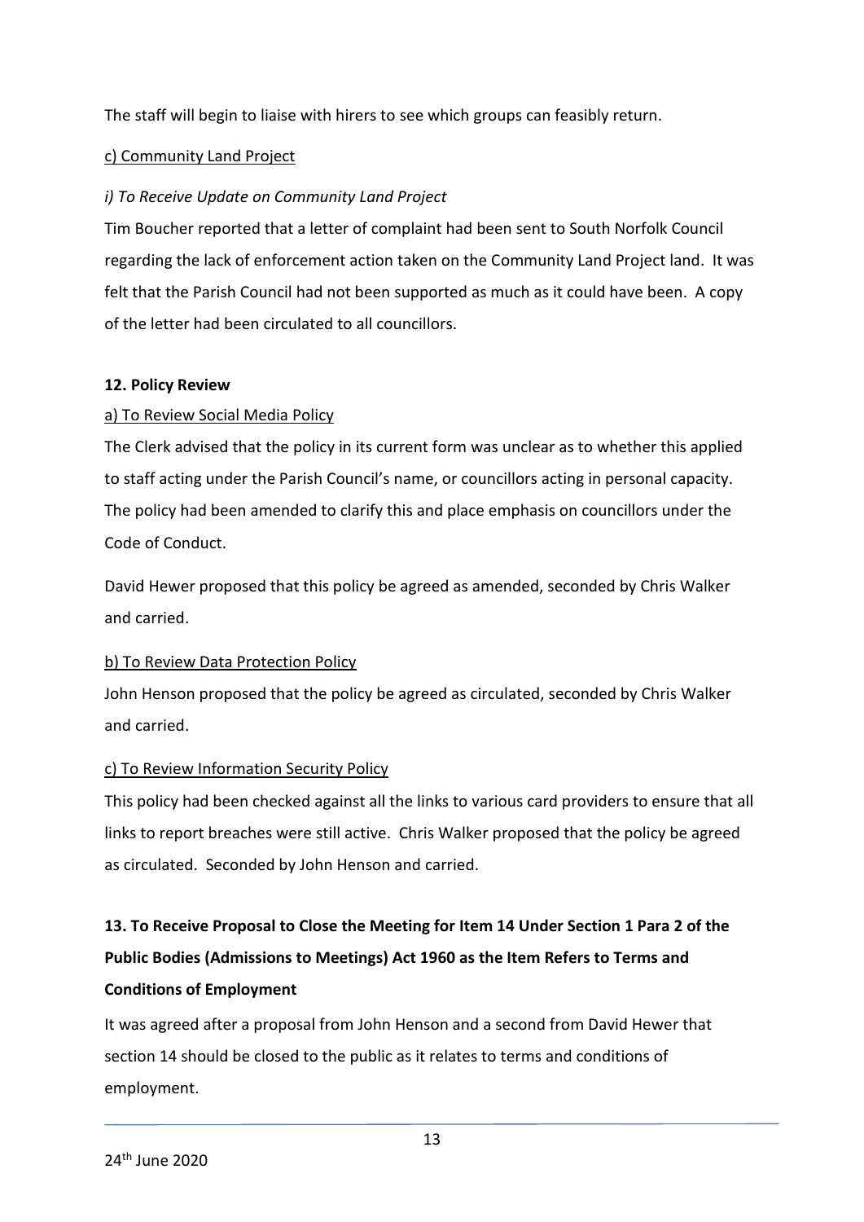The staff will begin to liaise with hirers to see which groups can feasibly return.

c) Community Land Project

*i) To Receive Update on Community Land Project*

Tim Boucher reported that a letter of complaint had been sent to South Norfolk Council regarding the lack of enforcement action taken on the Community Land Project land. It was felt that the Parish Council had not been supported as much as it could have been. A copy of the letter had been circulated to all councillors.

**12. Policy Review**

a) To Review Social Media Policy

The Clerk advised that the policy in its current form was unclear as to whether this applied to staff acting under the Parish Council's name, or councillors acting in personal capacity. The policy had been amended to clarify this and place emphasis on councillors under the Code of Conduct.

David Hewer proposed that this policy be agreed as amended, seconded by Chris Walker and carried.

b) To Review Data Protection Policy

John Henson proposed that the policy be agreed as circulated, seconded by Chris Walker and carried.

c) To Review Information Security Policy

This policy had been checked against all the links to various card providers to ensure that all links to report breaches were still active. Chris Walker proposed that the policy be agreed as circulated. Seconded by John Henson and carried.

**13. To Receive Proposal to Close the Meeting for Item 14 Under Section 1 Para 2 of the Public Bodies (Admissions to Meetings) Act 1960 as the Item Refers to Terms and Conditions of Employment**

It was agreed after a proposal from John Henson and a second from David Hewer that section 14 should be closed to the public as it relates to terms and conditions of employment.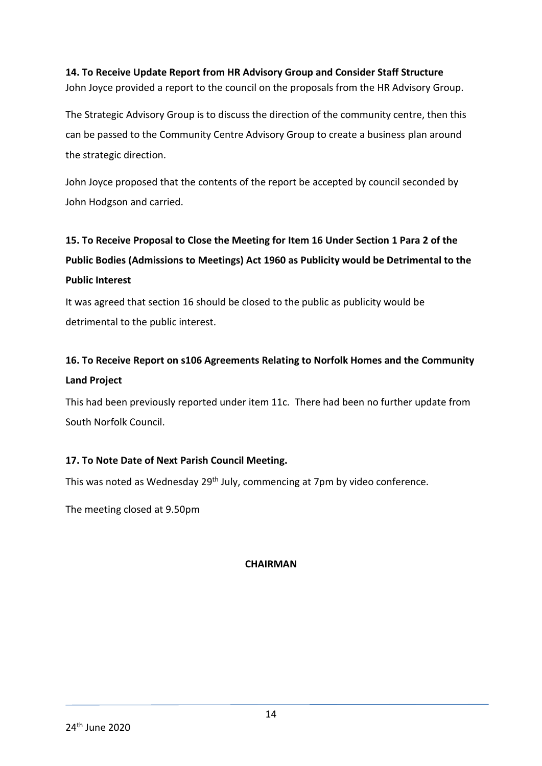**14. To Receive Update Report from HR Advisory Group and Consider Staff Structure**

John Joyce provided a report to the council on the proposals from the HR Advisory Group.

The Strategic Advisory Group is to discuss the direction of the community centre, then this can be passed to the Community Centre Advisory Group to create a business plan around the strategic direction.

John Joyce proposed that the contents of the report be accepted by council seconded by John Hodgson and carried.

**15. To Receive Proposal to Close the Meeting for Item 16 Under Section 1 Para 2 of the Public Bodies (Admissions to Meetings) Act 1960 as Publicity would be Detrimental to the Public Interest**

It was agreed that section 16 should be closed to the public as publicity would be detrimental to the public interest.

**16. To Receive Report on s106 Agreements Relating to Norfolk Homes and the Community Land Project**

This had been previously reported under item 11c. There had been no further update from South Norfolk Council.

**17. To Note Date of Next Parish Council Meeting.**

This was noted as Wednesday 29th July, commencing at 7pm by video conference.

The meeting closed at 9.50pm

**CHAIRMAN**